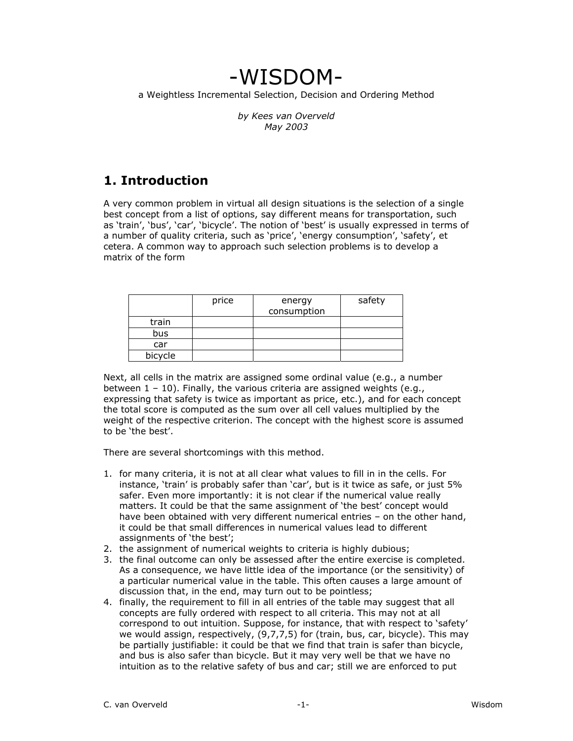# -WISDOM-

a Weightless Incremental Selection, Decision and Ordering Method

*by Kees van Overveld*
*May 2003*

## 1. Introduction

A very common problem in virtual all design situations is the selection of a single best concept from a list of options, say different means for transportation, such as 'train', 'bus', 'car', 'bicycle'. The notion of 'best' is usually expressed in terms of a number of quality criteria, such as 'price', 'energy consumption', 'safety', et cetera. A common way to approach such selection problems is to develop a matrix of the form

| | price | energy consumption | safety |
|---|---|---|---|
| train | | | |
| bus | | | |
| car | | | |
| bicycle | | | |

Next, all cells in the matrix are assigned some ordinal value (e.g., a number between 1 – 10). Finally, the various criteria are assigned weights (e.g., expressing that safety is twice as important as price, etc.), and for each concept the total score is computed as the sum over all cell values multiplied by the weight of the respective criterion. The concept with the highest score is assumed to be 'the best'.

There are several shortcomings with this method.

1. for many criteria, it is not at all clear what values to fill in in the cells. For instance, 'train' is probably safer than 'car', but is it twice as safe, or just 5% safer. Even more importantly: it is not clear if the numerical value really matters. It could be that the same assignment of 'the best' concept would have been obtained with very different numerical entries – on the other hand, it could be that small differences in numerical values lead to different assignments of 'the best';
2. the assignment of numerical weights to criteria is highly dubious;
3. the final outcome can only be assessed after the entire exercise is completed. As a consequence, we have little idea of the importance (or the sensitivity) of a particular numerical value in the table. This often causes a large amount of discussion that, in the end, may turn out to be pointless;
4. finally, the requirement to fill in all entries of the table may suggest that all concepts are fully ordered with respect to all criteria. This may not at all correspond to out intuition. Suppose, for instance, that with respect to 'safety' we would assign, respectively, (9,7,7,5) for (train, bus, car, bicycle). This may be partially justifiable: it could be that we find that train is safer than bicycle, and bus is also safer than bicycle. But it may very well be that we have no intuition as to the relative safety of bus and car; still we are enforced to put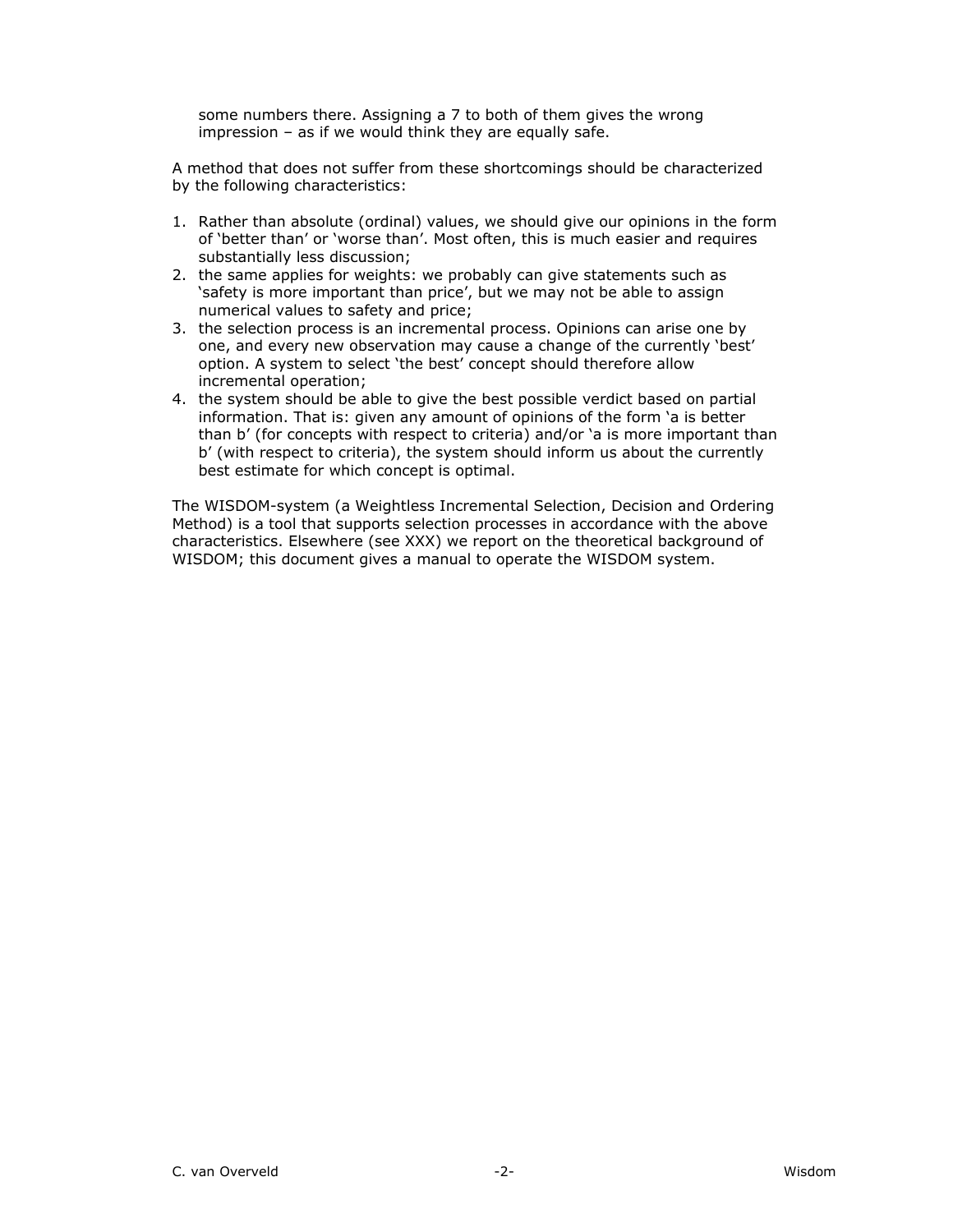some numbers there. Assigning a 7 to both of them gives the wrong impression – as if we would think they are equally safe.

A method that does not suffer from these shortcomings should be characterized by the following characteristics:

1. Rather than absolute (ordinal) values, we should give our opinions in the form of 'better than' or 'worse than'. Most often, this is much easier and requires substantially less discussion;
2. the same applies for weights: we probably can give statements such as 'safety is more important than price', but we may not be able to assign numerical values to safety and price;
3. the selection process is an incremental process. Opinions can arise one by one, and every new observation may cause a change of the currently 'best' option. A system to select 'the best' concept should therefore allow incremental operation;
4. the system should be able to give the best possible verdict based on partial information. That is: given any amount of opinions of the form 'a is better than b' (for concepts with respect to criteria) and/or 'a is more important than b' (with respect to criteria), the system should inform us about the currently best estimate for which concept is optimal.

The WISDOM-system (a Weightless Incremental Selection, Decision and Ordering Method) is a tool that supports selection processes in accordance with the above characteristics. Elsewhere (see XXX) we report on the theoretical background of WISDOM; this document gives a manual to operate the WISDOM system.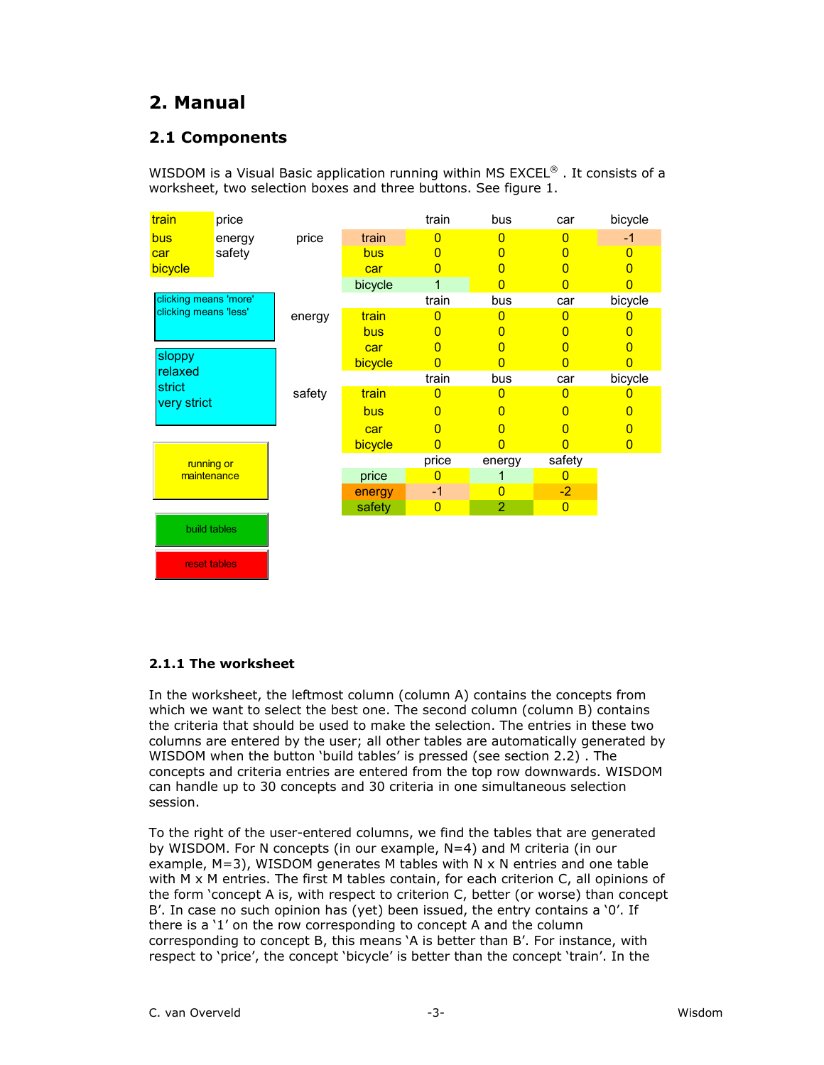# 2. Manual

## 2.1 Components

WISDOM is a Visual Basic application running within MS EXCEL® . It consists of a worksheet, two selection boxes and three buttons. See figure 1.

| | | | | train | bus | car | bicycle |
|---|---|---|---|---|---|---|---|
| train | price | price | train | 0 | 0 | 0 | -1 |
| bus | energy | | bus | 0 | 0 | 0 | 0 |
| car | safety | | car | 0 | 0 | 0 | 0 |
| bicycle | | | bicycle | 1 | 0 | 0 | 0 |
| | | | | train | bus | car | bicycle |
| | | energy | train | 0 | 0 | 0 | 0 |
| | | | bus | 0 | 0 | 0 | 0 |
| | | | car | 0 | 0 | 0 | 0 |
| | | | bicycle | 0 | 0 | 0 | 0 |
| | | | | train | bus | car | bicycle |
| | | safety | train | 0 | 0 | 0 | 0 |
| | | | bus | 0 | 0 | 0 | 0 |
| | | | car | 0 | 0 | 0 | 0 |
| | | | bicycle | 0 | 0 | 0 | 0 |
| | | | | price | energy | safety | |
| | | | price | 0 | 1 | 0 | |
| | | | energy | -1 | 0 | -2 | |
| | | | safety | 0 | 2 | 0 | |

Selection box: clicking means 'more' / clicking means 'less'

Selection box: sloppy / relaxed / strict / very strict

Buttons: running or maintenance / build tables / reset tables

### 2.1.1 The worksheet

In the worksheet, the leftmost column (column A) contains the concepts from which we want to select the best one. The second column (column B) contains the criteria that should be used to make the selection. The entries in these two columns are entered by the user; all other tables are automatically generated by WISDOM when the button 'build tables' is pressed (see section 2.2) . The concepts and criteria entries are entered from the top row downwards. WISDOM can handle up to 30 concepts and 30 criteria in one simultaneous selection session.

To the right of the user-entered columns, we find the tables that are generated by WISDOM. For N concepts (in our example, N=4) and M criteria (in our example, M=3), WISDOM generates M tables with N x N entries and one table with M x M entries. The first M tables contain, for each criterion C, all opinions of the form 'concept A is, with respect to criterion C, better (or worse) than concept B'. In case no such opinion has (yet) been issued, the entry contains a '0'. If there is a '1' on the row corresponding to concept A and the column corresponding to concept B, this means 'A is better than B'. For instance, with respect to 'price', the concept 'bicycle' is better than the concept 'train'. In the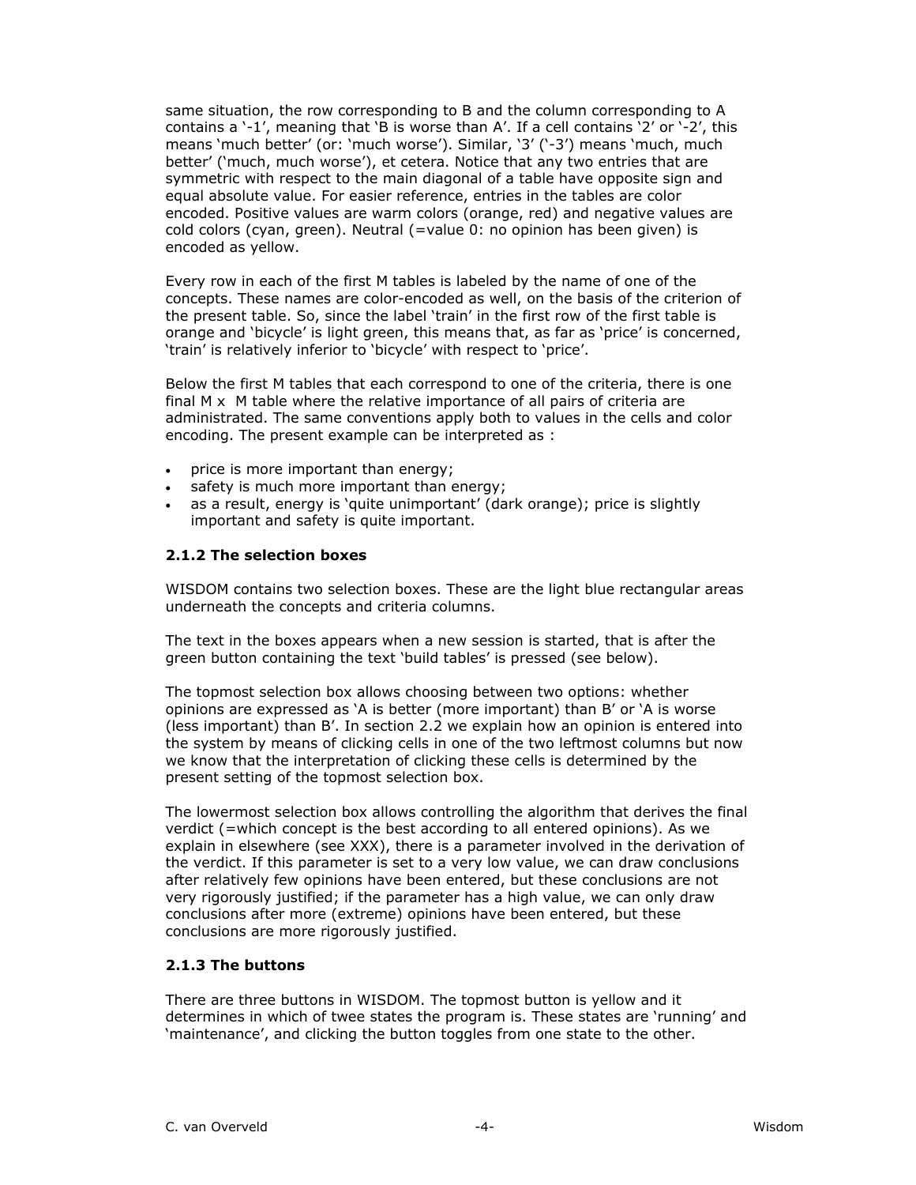same situation, the row corresponding to B and the column corresponding to A contains a '-1', meaning that 'B is worse than A'. If a cell contains '2' or '-2', this means 'much better' (or: 'much worse'). Similar, '3' ('-3') means 'much, much better' ('much, much worse'), et cetera. Notice that any two entries that are symmetric with respect to the main diagonal of a table have opposite sign and equal absolute value. For easier reference, entries in the tables are color encoded. Positive values are warm colors (orange, red) and negative values are cold colors (cyan, green). Neutral (=value 0: no opinion has been given) is encoded as yellow.

Every row in each of the first M tables is labeled by the name of one of the concepts. These names are color-encoded as well, on the basis of the criterion of the present table. So, since the label 'train' in the first row of the first table is orange and 'bicycle' is light green, this means that, as far as 'price' is concerned, 'train' is relatively inferior to 'bicycle' with respect to 'price'.

Below the first M tables that each correspond to one of the criteria, there is one final M x M table where the relative importance of all pairs of criteria are administrated. The same conventions apply both to values in the cells and color encoding. The present example can be interpreted as :

- price is more important than energy;
- safety is much more important than energy;
- as a result, energy is 'quite unimportant' (dark orange); price is slightly important and safety is quite important.

### 2.1.2 The selection boxes

WISDOM contains two selection boxes. These are the light blue rectangular areas underneath the concepts and criteria columns.

The text in the boxes appears when a new session is started, that is after the green button containing the text 'build tables' is pressed (see below).

The topmost selection box allows choosing between two options: whether opinions are expressed as 'A is better (more important) than B' or 'A is worse (less important) than B'. In section 2.2 we explain how an opinion is entered into the system by means of clicking cells in one of the two leftmost columns but now we know that the interpretation of clicking these cells is determined by the present setting of the topmost selection box.

The lowermost selection box allows controlling the algorithm that derives the final verdict (=which concept is the best according to all entered opinions). As we explain in elsewhere (see XXX), there is a parameter involved in the derivation of the verdict. If this parameter is set to a very low value, we can draw conclusions after relatively few opinions have been entered, but these conclusions are not very rigorously justified; if the parameter has a high value, we can only draw conclusions after more (extreme) opinions have been entered, but these conclusions are more rigorously justified.

### 2.1.3 The buttons

There are three buttons in WISDOM. The topmost button is yellow and it determines in which of twee states the program is. These states are 'running' and 'maintenance', and clicking the button toggles from one state to the other.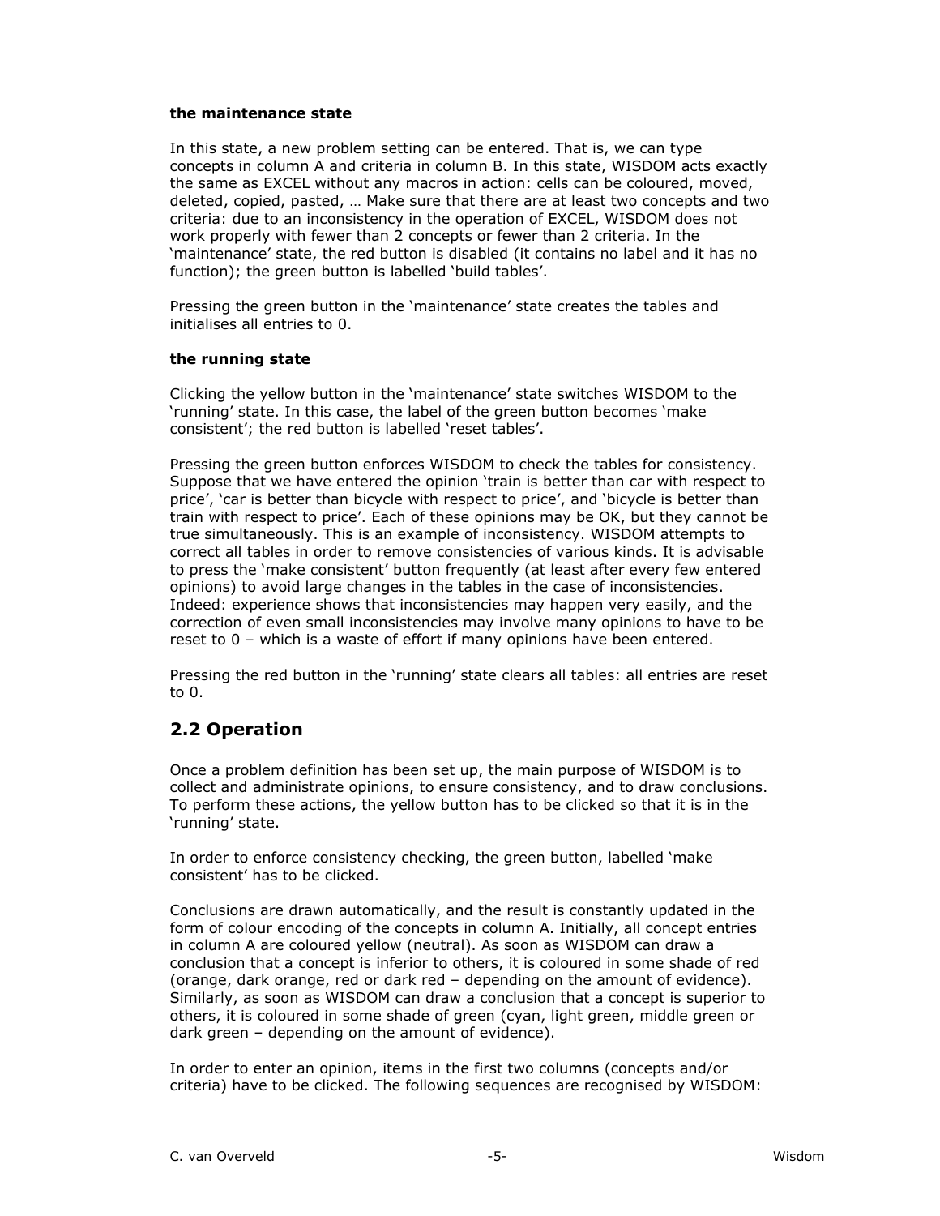**the maintenance state**

In this state, a new problem setting can be entered. That is, we can type concepts in column A and criteria in column B. In this state, WISDOM acts exactly the same as EXCEL without any macros in action: cells can be coloured, moved, deleted, copied, pasted, … Make sure that there are at least two concepts and two criteria: due to an inconsistency in the operation of EXCEL, WISDOM does not work properly with fewer than 2 concepts or fewer than 2 criteria. In the 'maintenance' state, the red button is disabled (it contains no label and it has no function); the green button is labelled 'build tables'.

Pressing the green button in the 'maintenance' state creates the tables and initialises all entries to 0.

**the running state**

Clicking the yellow button in the 'maintenance' state switches WISDOM to the 'running' state. In this case, the label of the green button becomes 'make consistent'; the red button is labelled 'reset tables'.

Pressing the green button enforces WISDOM to check the tables for consistency. Suppose that we have entered the opinion 'train is better than car with respect to price', 'car is better than bicycle with respect to price', and 'bicycle is better than train with respect to price'. Each of these opinions may be OK, but they cannot be true simultaneously. This is an example of inconsistency. WISDOM attempts to correct all tables in order to remove consistencies of various kinds. It is advisable to press the 'make consistent' button frequently (at least after every few entered opinions) to avoid large changes in the tables in the case of inconsistencies. Indeed: experience shows that inconsistencies may happen very easily, and the correction of even small inconsistencies may involve many opinions to have to be reset to 0 – which is a waste of effort if many opinions have been entered.

Pressing the red button in the 'running' state clears all tables: all entries are reset to 0.

## 2.2 Operation

Once a problem definition has been set up, the main purpose of WISDOM is to collect and administrate opinions, to ensure consistency, and to draw conclusions. To perform these actions, the yellow button has to be clicked so that it is in the 'running' state.

In order to enforce consistency checking, the green button, labelled 'make consistent' has to be clicked.

Conclusions are drawn automatically, and the result is constantly updated in the form of colour encoding of the concepts in column A. Initially, all concept entries in column A are coloured yellow (neutral). As soon as WISDOM can draw a conclusion that a concept is inferior to others, it is coloured in some shade of red (orange, dark orange, red or dark red – depending on the amount of evidence). Similarly, as soon as WISDOM can draw a conclusion that a concept is superior to others, it is coloured in some shade of green (cyan, light green, middle green or dark green – depending on the amount of evidence).

In order to enter an opinion, items in the first two columns (concepts and/or criteria) have to be clicked. The following sequences are recognised by WISDOM: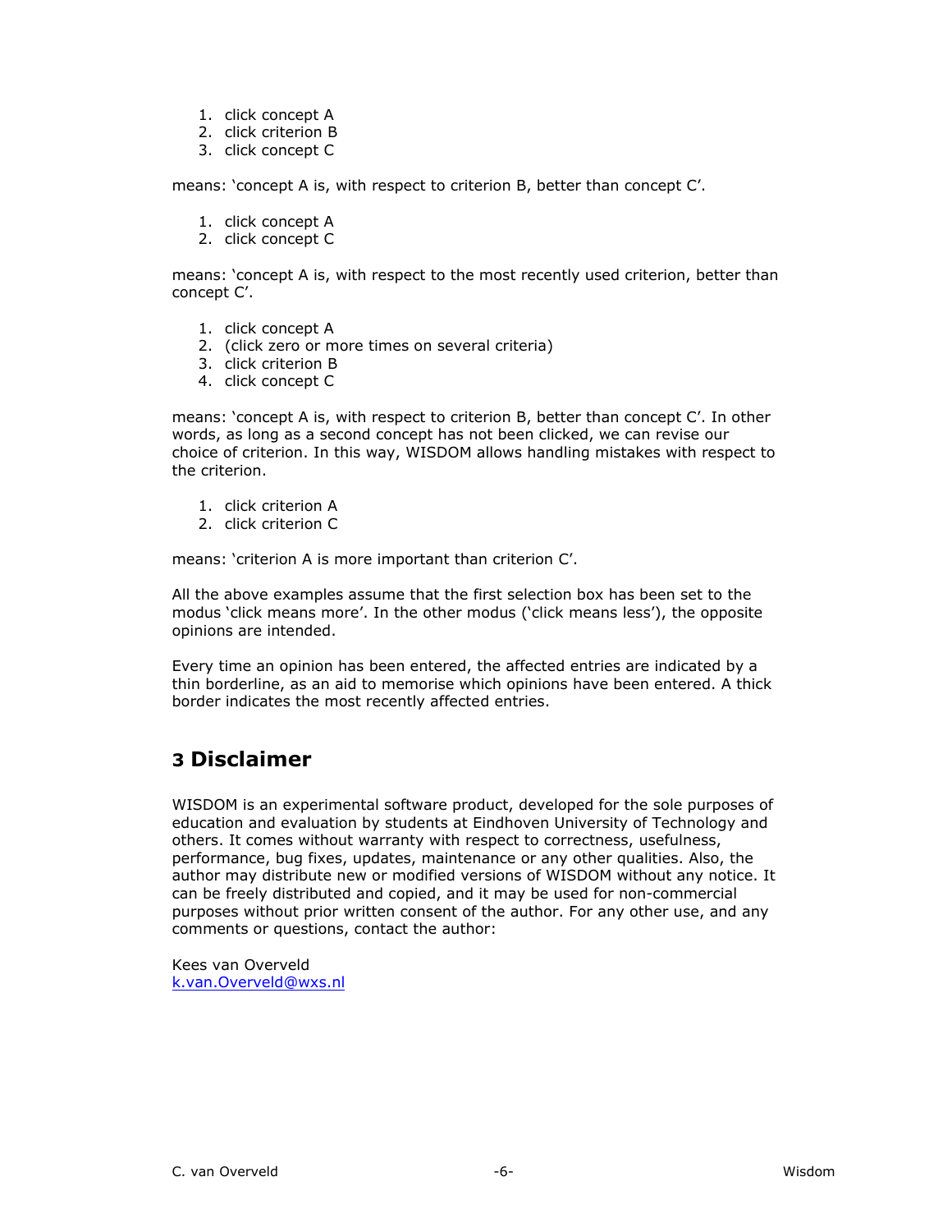1. click concept A
2. click criterion B
3. click concept C

means: 'concept A is, with respect to criterion B, better than concept C'.

1. click concept A
2. click concept C

means: 'concept A is, with respect to the most recently used criterion, better than concept C'.

1. click concept A
2. (click zero or more times on several criteria)
3. click criterion B
4. click concept C

means: 'concept A is, with respect to criterion B, better than concept C'. In other words, as long as a second concept has not been clicked, we can revise our choice of criterion. In this way, WISDOM allows handling mistakes with respect to the criterion.

1. click criterion A
2. click criterion C

means: 'criterion A is more important than criterion C'.

All the above examples assume that the first selection box has been set to the modus 'click means more'. In the other modus ('click means less'), the opposite opinions are intended.

Every time an opinion has been entered, the affected entries are indicated by a thin borderline, as an aid to memorise which opinions have been entered. A thick border indicates the most recently affected entries.

# 3 Disclaimer

WISDOM is an experimental software product, developed for the sole purposes of education and evaluation by students at Eindhoven University of Technology and others. It comes without warranty with respect to correctness, usefulness, performance, bug fixes, updates, maintenance or any other qualities. Also, the author may distribute new or modified versions of WISDOM without any notice. It can be freely distributed and copied, and it may be used for non-commercial purposes without prior written consent of the author. For any other use, and any comments or questions, contact the author:

Kees van Overveld
k.van.Overveld@wxs.nl